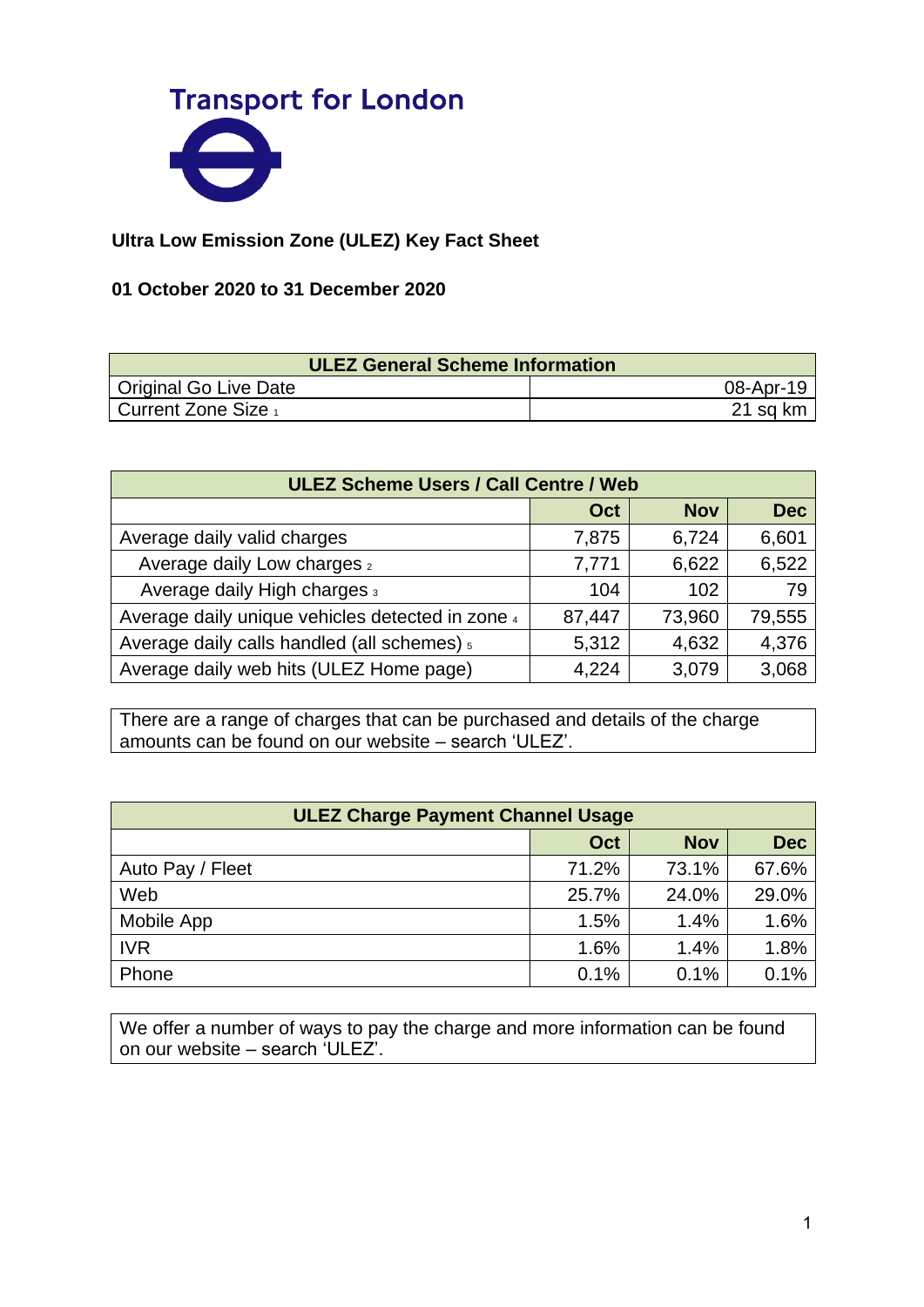Transport for London

**Ultra Low Emission Zone (ULEZ) Key Fact Sheet**

**01 October 2020 to 31 December 2020**

| ULEZ General Scheme Information | |
|---|---|
| Original Go Live Date | 08-Apr-19 |
| Current Zone Size [1] | 21 sq km |

| ULEZ Scheme Users / Call Centre / Web | | | |
|---|---|---|---|
| | **Oct** | **Nov** | **Dec** |
| Average daily valid charges | 7,875 | 6,724 | 6,601 |
| Average daily Low charges [2] | 7,771 | 6,622 | 6,522 |
| Average daily High charges [3] | 104 | 102 | 79 |
| Average daily unique vehicles detected in zone [4] | 87,447 | 73,960 | 79,555 |
| Average daily calls handled (all schemes) [5] | 5,312 | 4,632 | 4,376 |
| Average daily web hits (ULEZ Home page) | 4,224 | 3,079 | 3,068 |

There are a range of charges that can be purchased and details of the charge amounts can be found on our website – search 'ULEZ'.

| ULEZ Charge Payment Channel Usage | | | |
|---|---|---|---|
| | **Oct** | **Nov** | **Dec** |
| Auto Pay / Fleet | 71.2% | 73.1% | 67.6% |
| Web | 25.7% | 24.0% | 29.0% |
| Mobile App | 1.5% | 1.4% | 1.6% |
| IVR | 1.6% | 1.4% | 1.8% |
| Phone | 0.1% | 0.1% | 0.1% |

We offer a number of ways to pay the charge and more information can be found on our website – search 'ULEZ'.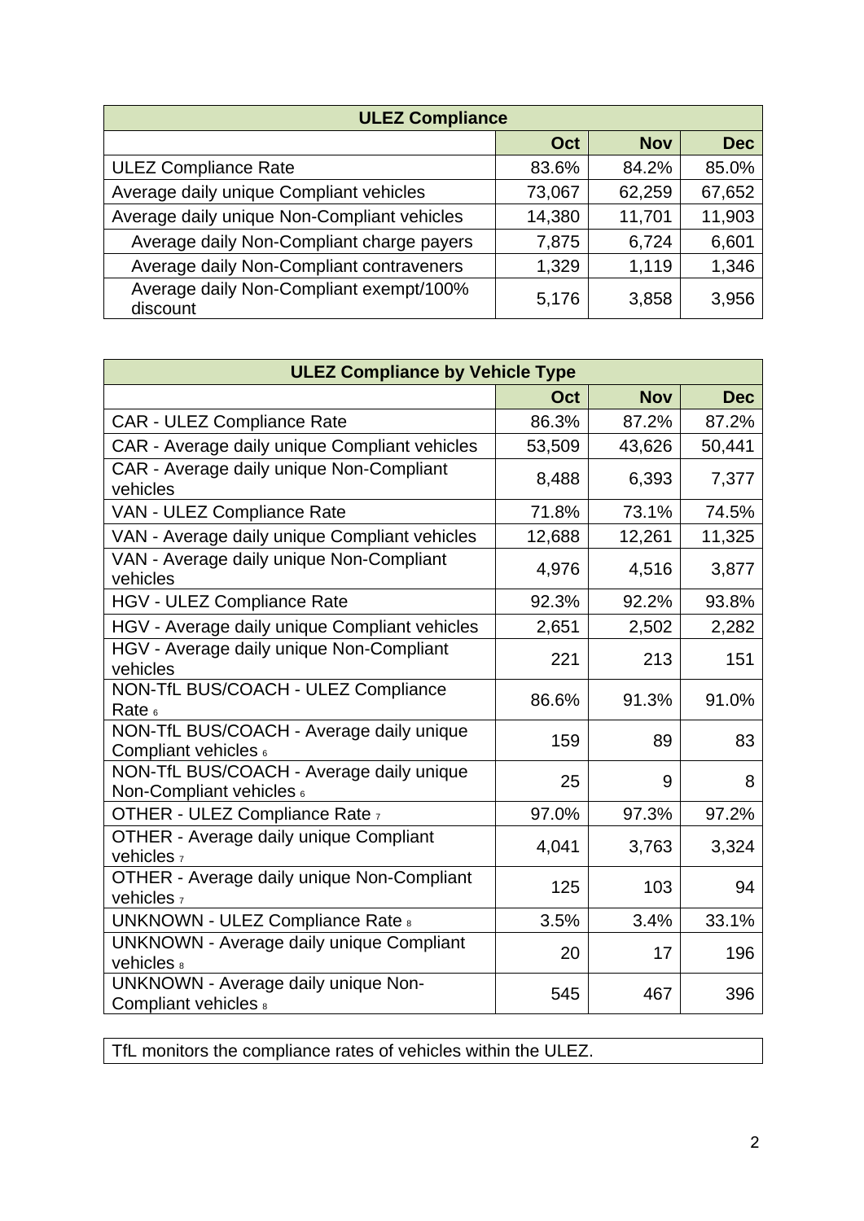| ULEZ Compliance | | | |
|---|---|---|---|
| | Oct | Nov | Dec |
| ULEZ Compliance Rate | 83.6% | 84.2% | 85.0% |
| Average daily unique Compliant vehicles | 73,067 | 62,259 | 67,652 |
| Average daily unique Non-Compliant vehicles | 14,380 | 11,701 | 11,903 |
| Average daily Non-Compliant charge payers | 7,875 | 6,724 | 6,601 |
| Average daily Non-Compliant contraveners | 1,329 | 1,119 | 1,346 |
| Average daily Non-Compliant exempt/100% discount | 5,176 | 3,858 | 3,956 |

| ULEZ Compliance by Vehicle Type | | | |
|---|---|---|---|
| | Oct | Nov | Dec |
| CAR - ULEZ Compliance Rate | 86.3% | 87.2% | 87.2% |
| CAR - Average daily unique Compliant vehicles | 53,509 | 43,626 | 50,441 |
| CAR - Average daily unique Non-Compliant vehicles | 8,488 | 6,393 | 7,377 |
| VAN - ULEZ Compliance Rate | 71.8% | 73.1% | 74.5% |
| VAN - Average daily unique Compliant vehicles | 12,688 | 12,261 | 11,325 |
| VAN - Average daily unique Non-Compliant vehicles | 4,976 | 4,516 | 3,877 |
| HGV - ULEZ Compliance Rate | 92.3% | 92.2% | 93.8% |
| HGV - Average daily unique Compliant vehicles | 2,651 | 2,502 | 2,282 |
| HGV - Average daily unique Non-Compliant vehicles | 221 | 213 | 151 |
| NON-TfL BUS/COACH - ULEZ Compliance Rate [6] | 86.6% | 91.3% | 91.0% |
| NON-TfL BUS/COACH - Average daily unique Compliant vehicles [6] | 159 | 89 | 83 |
| NON-TfL BUS/COACH - Average daily unique Non-Compliant vehicles [6] | 25 | 9 | 8 |
| OTHER - ULEZ Compliance Rate [7] | 97.0% | 97.3% | 97.2% |
| OTHER - Average daily unique Compliant vehicles [7] | 4,041 | 3,763 | 3,324 |
| OTHER - Average daily unique Non-Compliant vehicles [7] | 125 | 103 | 94 |
| UNKNOWN - ULEZ Compliance Rate [8] | 3.5% | 3.4% | 33.1% |
| UNKNOWN - Average daily unique Compliant vehicles [8] | 20 | 17 | 196 |
| UNKNOWN - Average daily unique Non-Compliant vehicles [8] | 545 | 467 | 396 |

TfL monitors the compliance rates of vehicles within the ULEZ.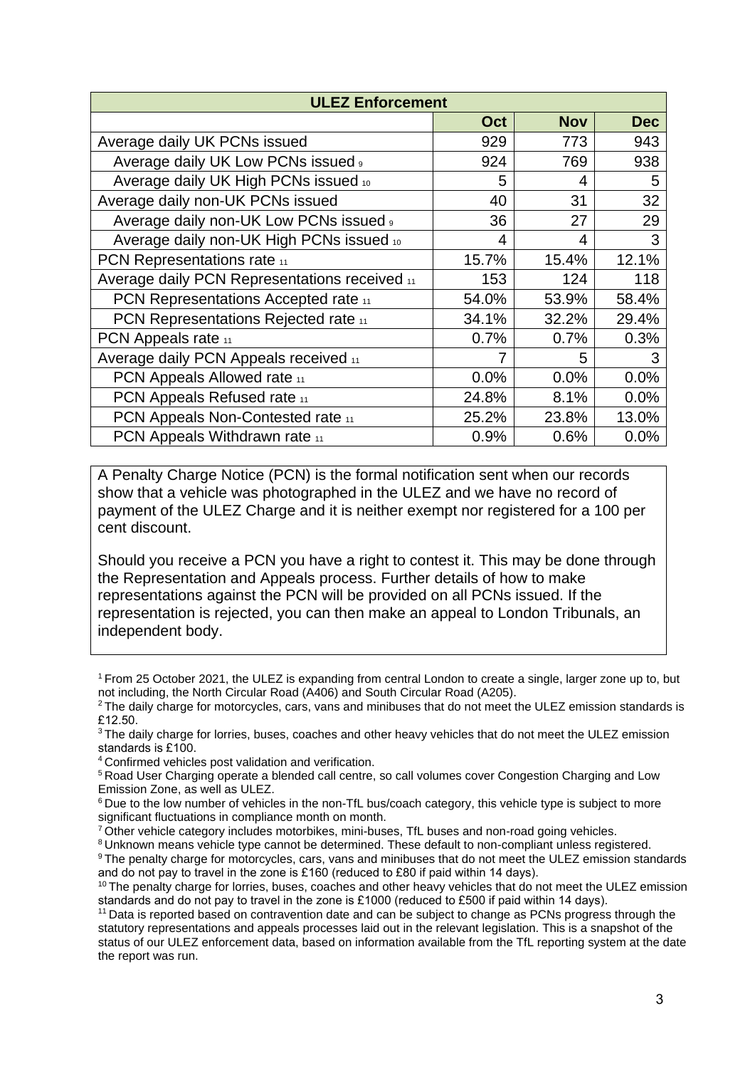| ULEZ Enforcement | | | |
|---|---|---|---|
| | **Oct** | **Nov** | **Dec** |
| Average daily UK PCNs issued | 929 | 773 | 943 |
| Average daily UK Low PCNs issued [9] | 924 | 769 | 938 |
| Average daily UK High PCNs issued [10] | 5 | 4 | 5 |
| Average daily non-UK PCNs issued | 40 | 31 | 32 |
| Average daily non-UK Low PCNs issued [9] | 36 | 27 | 29 |
| Average daily non-UK High PCNs issued [10] | 4 | 4 | 3 |
| PCN Representations rate [11] | 15.7% | 15.4% | 12.1% |
| Average daily PCN Representations received [11] | 153 | 124 | 118 |
| PCN Representations Accepted rate [11] | 54.0% | 53.9% | 58.4% |
| PCN Representations Rejected rate [11] | 34.1% | 32.2% | 29.4% |
| PCN Appeals rate [11] | 0.7% | 0.7% | 0.3% |
| Average daily PCN Appeals received [11] | 7 | 5 | 3 |
| PCN Appeals Allowed rate [11] | 0.0% | 0.0% | 0.0% |
| PCN Appeals Refused rate [11] | 24.8% | 8.1% | 0.0% |
| PCN Appeals Non-Contested rate [11] | 25.2% | 23.8% | 13.0% |
| PCN Appeals Withdrawn rate [11] | 0.9% | 0.6% | 0.0% |

A Penalty Charge Notice (PCN) is the formal notification sent when our records show that a vehicle was photographed in the ULEZ and we have no record of payment of the ULEZ Charge and it is neither exempt nor registered for a 100 per cent discount.

Should you receive a PCN you have a right to contest it. This may be done through the Representation and Appeals process. Further details of how to make representations against the PCN will be provided on all PCNs issued. If the representation is rejected, you can then make an appeal to London Tribunals, an independent body.

[1] From 25 October 2021, the ULEZ is expanding from central London to create a single, larger zone up to, but not including, the North Circular Road (A406) and South Circular Road (A205).
[2] The daily charge for motorcycles, cars, vans and minibuses that do not meet the ULEZ emission standards is £12.50.
[3] The daily charge for lorries, buses, coaches and other heavy vehicles that do not meet the ULEZ emission standards is £100.
[4] Confirmed vehicles post validation and verification.
[5] Road User Charging operate a blended call centre, so call volumes cover Congestion Charging and Low Emission Zone, as well as ULEZ.
[6] Due to the low number of vehicles in the non-TfL bus/coach category, this vehicle type is subject to more significant fluctuations in compliance month on month.
[7] Other vehicle category includes motorbikes, mini-buses, TfL buses and non-road going vehicles.
[8] Unknown means vehicle type cannot be determined. These default to non-compliant unless registered.
[9] The penalty charge for motorcycles, cars, vans and minibuses that do not meet the ULEZ emission standards and do not pay to travel in the zone is £160 (reduced to £80 if paid within 14 days).
[10] The penalty charge for lorries, buses, coaches and other heavy vehicles that do not meet the ULEZ emission standards and do not pay to travel in the zone is £1000 (reduced to £500 if paid within 14 days).
[11] Data is reported based on contravention date and can be subject to change as PCNs progress through the statutory representations and appeals processes laid out in the relevant legislation. This is a snapshot of the status of our ULEZ enforcement data, based on information available from the TfL reporting system at the date the report was run.